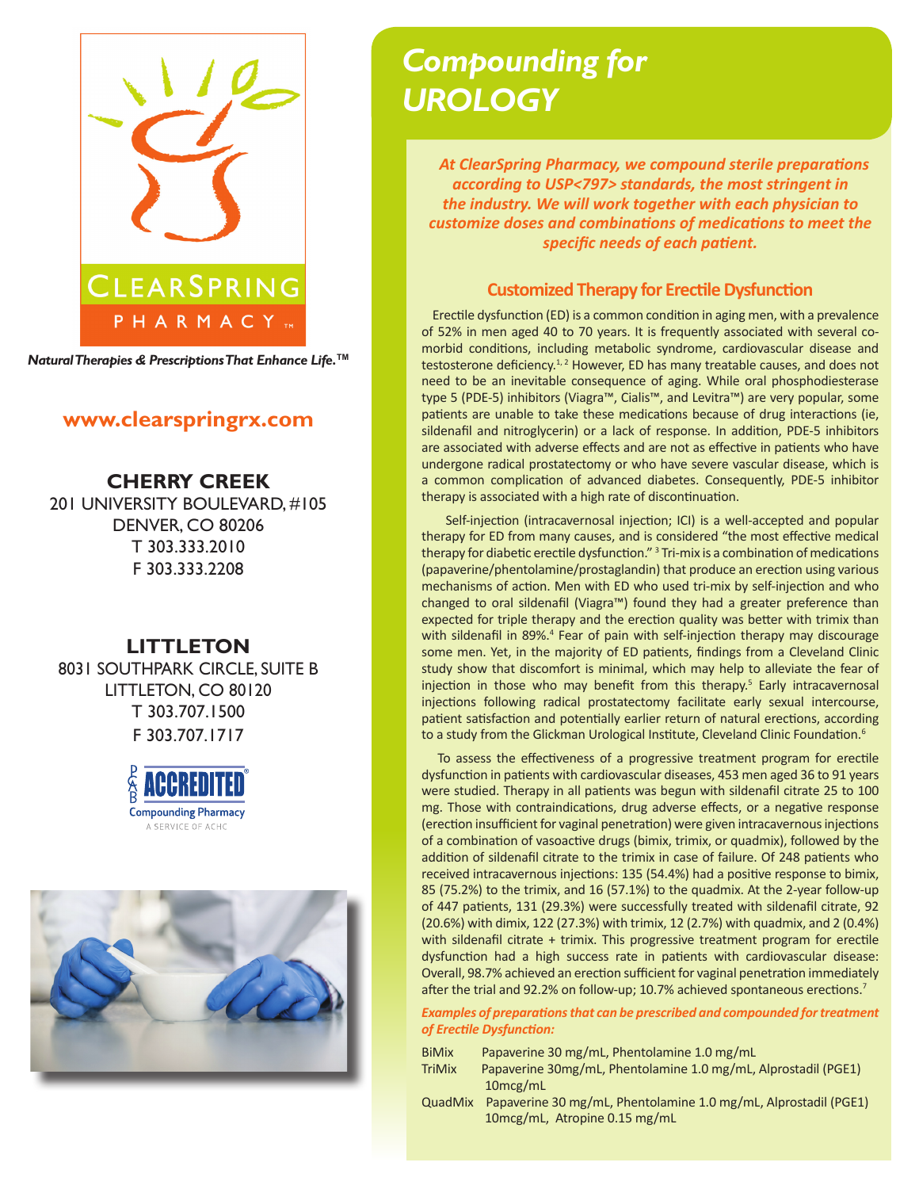CLEARSPRING PHARMACY™

*Natural Therapies & Prescriptions That Enhance Life.™*

**www.clearspringrx.com**

**CHERRY CREEK**
201 UNIVERSITY BOULEVARD, #105
DENVER, CO 80206
T 303.333.2010
F 303.333.2208

**LITTLETON**
8031 SOUTHPARK CIRCLE, SUITE B
LITTLETON, CO 80120
T 303.707.1500
F 303.707.1717

PCAB ACCREDITED® Compounding Pharmacy
A SERVICE OF ACHC

# *Compounding for UROLOGY*

***At ClearSpring Pharmacy, we compound sterile preparations according to USP<797> standards, the most stringent in the industry. We will work together with each physician to customize doses and combinations of medications to meet the specific needs of each patient.***

## Customized Therapy for Erectile Dysfunction

Erectile dysfunction (ED) is a common condition in aging men, with a prevalence of 52% in men aged 40 to 70 years. It is frequently associated with several co-morbid conditions, including metabolic syndrome, cardiovascular disease and testosterone deficiency.[1, 2] However, ED has many treatable causes, and does not need to be an inevitable consequence of aging. While oral phosphodiesterase type 5 (PDE-5) inhibitors (Viagra™, Cialis™, and Levitra™) are very popular, some patients are unable to take these medications because of drug interactions (ie, sildenafil and nitroglycerin) or a lack of response. In addition, PDE-5 inhibitors are associated with adverse effects and are not as effective in patients who have undergone radical prostatectomy or who have severe vascular disease, which is a common complication of advanced diabetes. Consequently, PDE-5 inhibitor therapy is associated with a high rate of discontinuation.

Self-injection (intracavernosal injection; ICI) is a well-accepted and popular therapy for ED from many causes, and is considered "the most effective medical therapy for diabetic erectile dysfunction."[3] Tri-mix is a combination of medications (papaverine/phentolamine/prostaglandin) that produce an erection using various mechanisms of action. Men with ED who used tri-mix by self-injection and who changed to oral sildenafil (Viagra™) found they had a greater preference than expected for triple therapy and the erection quality was better with trimix than with sildenafil in 89%.[4] Fear of pain with self-injection therapy may discourage some men. Yet, in the majority of ED patients, findings from a Cleveland Clinic study show that discomfort is minimal, which may help to alleviate the fear of injection in those who may benefit from this therapy.[5] Early intracavernosal injections following radical prostatectomy facilitate early sexual intercourse, patient satisfaction and potentially earlier return of natural erections, according to a study from the Glickman Urological Institute, Cleveland Clinic Foundation.[6]

To assess the effectiveness of a progressive treatment program for erectile dysfunction in patients with cardiovascular diseases, 453 men aged 36 to 91 years were studied. Therapy in all patients was begun with sildenafil citrate 25 to 100 mg. Those with contraindications, drug adverse effects, or a negative response (erection insufficient for vaginal penetration) were given intracavernous injections of a combination of vasoactive drugs (bimix, trimix, or quadmix), followed by the addition of sildenafil citrate to the trimix in case of failure. Of 248 patients who received intracavernous injections: 135 (54.4%) had a positive response to bimix, 85 (75.2%) to the trimix, and 16 (57.1%) to the quadmix. At the 2-year follow-up of 447 patients, 131 (29.3%) were successfully treated with sildenafil citrate, 92 (20.6%) with dimix, 122 (27.3%) with trimix, 12 (2.7%) with quadmix, and 2 (0.4%) with sildenafil citrate + trimix. This progressive treatment program for erectile dysfunction had a high success rate in patients with cardiovascular disease: Overall, 98.7% achieved an erection sufficient for vaginal penetration immediately after the trial and 92.2% on follow-up; 10.7% achieved spontaneous erections.[7]

***Examples of preparations that can be prescribed and compounded for treatment of Erectile Dysfunction:***

| | |
|---|---|
| BiMix | Papaverine 30 mg/mL, Phentolamine 1.0 mg/mL |
| TriMix | Papaverine 30mg/mL, Phentolamine 1.0 mg/mL, Alprostadil (PGE1) 10mcg/mL |
| QuadMix | Papaverine 30 mg/mL, Phentolamine 1.0 mg/mL, Alprostadil (PGE1) 10mcg/mL, Atropine 0.15 mg/mL |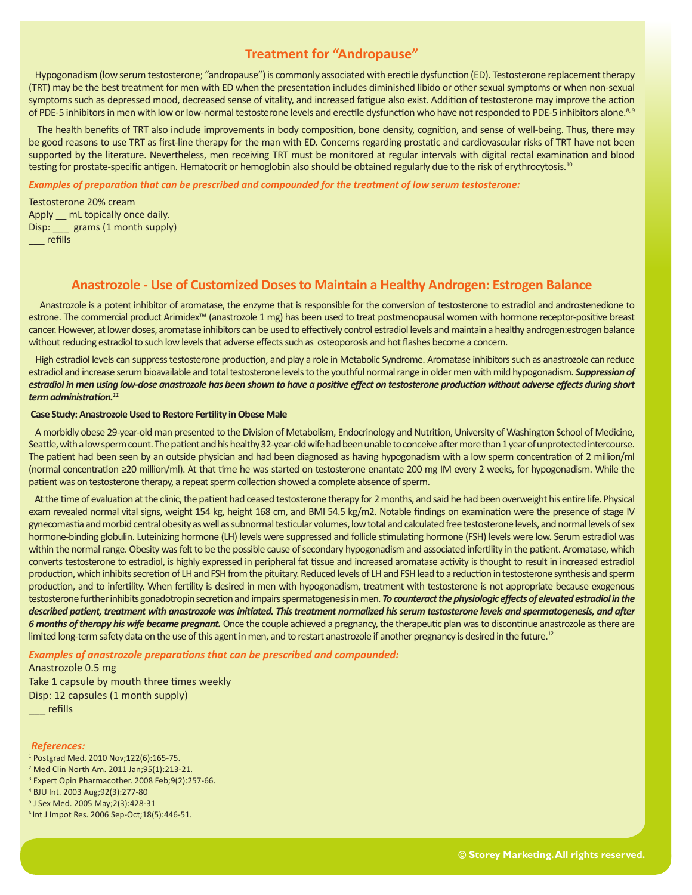## Treatment for "Andropause"

Hypogonadism (low serum testosterone; "andropause") is commonly associated with erectile dysfunction (ED). Testosterone replacement therapy (TRT) may be the best treatment for men with ED when the presentation includes diminished libido or other sexual symptoms or when non-sexual symptoms such as depressed mood, decreased sense of vitality, and increased fatigue also exist. Addition of testosterone may improve the action of PDE-5 inhibitors in men with low or low-normal testosterone levels and erectile dysfunction who have not responded to PDE-5 inhibitors alone.[8, 9]

The health benefits of TRT also include improvements in body composition, bone density, cognition, and sense of well-being. Thus, there may be good reasons to use TRT as first-line therapy for the man with ED. Concerns regarding prostatic and cardiovascular risks of TRT have not been supported by the literature. Nevertheless, men receiving TRT must be monitored at regular intervals with digital rectal examination and blood testing for prostate-specific antigen. Hematocrit or hemoglobin also should be obtained regularly due to the risk of erythrocytosis.[10]

***Examples of preparation that can be prescribed and compounded for the treatment of low serum testosterone:***

Testosterone 20% cream
Apply __ mL topically once daily.
Disp: ___ grams (1 month supply)
___ refills

## Anastrozole - Use of Customized Doses to Maintain a Healthy Androgen: Estrogen Balance

Anastrozole is a potent inhibitor of aromatase, the enzyme that is responsible for the conversion of testosterone to estradiol and androstenedione to estrone. The commercial product Arimidex™ (anastrozole 1 mg) has been used to treat postmenopausal women with hormone receptor-positive breast cancer. However, at lower doses, aromatase inhibitors can be used to effectively control estradiol levels and maintain a healthy androgen:estrogen balance without reducing estradiol to such low levels that adverse effects such as osteoporosis and hot flashes become a concern.

High estradiol levels can suppress testosterone production, and play a role in Metabolic Syndrome. Aromatase inhibitors such as anastrozole can reduce estradiol and increase serum bioavailable and total testosterone levels to the youthful normal range in older men with mild hypogonadism. ***Suppression of estradiol in men using low-dose anastrozole has been shown to have a positive effect on testosterone production without adverse effects during short term administration.[11]***

**Case Study: Anastrozole Used to Restore Fertility in Obese Male**

A morbidly obese 29-year-old man presented to the Division of Metabolism, Endocrinology and Nutrition, University of Washington School of Medicine, Seattle, with a low sperm count. The patient and his healthy 32-year-old wife had been unable to conceive after more than 1 year of unprotected intercourse. The patient had been seen by an outside physician and had been diagnosed as having hypogonadism with a low sperm concentration of 2 million/ml (normal concentration ≥20 million/ml). At that time he was started on testosterone enantate 200 mg IM every 2 weeks, for hypogonadism. While the patient was on testosterone therapy, a repeat sperm collection showed a complete absence of sperm.

At the time of evaluation at the clinic, the patient had ceased testosterone therapy for 2 months, and said he had been overweight his entire life. Physical exam revealed normal vital signs, weight 154 kg, height 168 cm, and BMI 54.5 kg/m2. Notable findings on examination were the presence of stage IV gynecomastia and morbid central obesity as well as subnormal testicular volumes, low total and calculated free testosterone levels, and normal levels of sex hormone-binding globulin. Luteinizing hormone (LH) levels were suppressed and follicle stimulating hormone (FSH) levels were low. Serum estradiol was within the normal range. Obesity was felt to be the possible cause of secondary hypogonadism and associated infertility in the patient. Aromatase, which converts testosterone to estradiol, is highly expressed in peripheral fat tissue and increased aromatase activity is thought to result in increased estradiol production, which inhibits secretion of LH and FSH from the pituitary. Reduced levels of LH and FSH lead to a reduction in testosterone synthesis and sperm production, and to infertility. When fertility is desired in men with hypogonadism, treatment with testosterone is not appropriate because exogenous testosterone further inhibits gonadotropin secretion and impairs spermatogenesis in men. ***To counteract the physiologic effects of elevated estradiol in the described patient, treatment with anastrozole was initiated. This treatment normalized his serum testosterone levels and spermatogenesis, and after 6 months of therapy his wife became pregnant.*** Once the couple achieved a pregnancy, the therapeutic plan was to discontinue anastrozole as there are limited long-term safety data on the use of this agent in men, and to restart anastrozole if another pregnancy is desired in the future.[12]

***Examples of anastrozole preparations that can be prescribed and compounded:***

Anastrozole 0.5 mg
Take 1 capsule by mouth three times weekly
Disp: 12 capsules (1 month supply)
___ refills

***References:***

1. Postgrad Med. 2010 Nov;122(6):165-75.
2. Med Clin North Am. 2011 Jan;95(1):213-21.
3. Expert Opin Pharmacother. 2008 Feb;9(2):257-66.
4. BJU Int. 2003 Aug;92(3):277-80
5. J Sex Med. 2005 May;2(3):428-31
6. Int J Impot Res. 2006 Sep-Oct;18(5):446-51.

© Storey Marketing. All rights reserved.